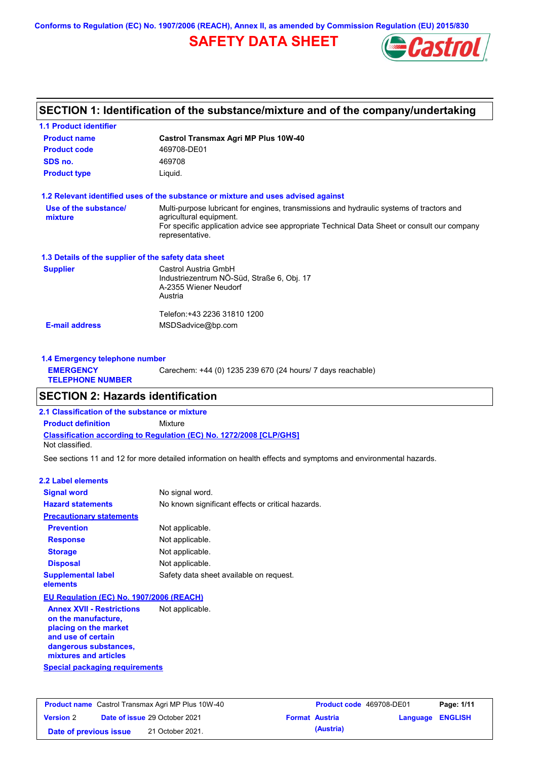Conforms to Regulation (EC) No. 1907/2006 (REACH), Annex II, as amended by Commission Regulation (EU) 2015/830

# SAFETY DATA SHEET

## SECTION 1: Identification of the substance/mixture and of the company/undertaking

### 1.1 Product identifier

| | |
|---|---|
| **Product name** | **Castrol Transmax Agri MP Plus 10W-40** |
| **Product code** | 469708-DE01 |
| **SDS no.** | 469708 |
| **Product type** | Liquid. |

### 1.2 Relevant identified uses of the substance or mixture and uses advised against

**Use of the substance/mixture**: Multi-purpose lubricant for engines, transmissions and hydraulic systems of tractors and agricultural equipment.
For specific application advice see appropriate Technical Data Sheet or consult our company representative.

### 1.3 Details of the supplier of the safety data sheet

**Supplier**: Castrol Austria GmbH
Industriezentrum NÖ-Süd, Straße 6, Obj. 17
A-2355 Wiener Neudorf
Austria

Telefon:+43 2236 31810 1200

**E-mail address**: MSDSadvice@bp.com

### 1.4 Emergency telephone number

**EMERGENCY TELEPHONE NUMBER**: Carechem: +44 (0) 1235 239 670 (24 hours/ 7 days reachable)

## SECTION 2: Hazards identification

### 2.1 Classification of the substance or mixture

**Product definition**: Mixture

**Classification according to Regulation (EC) No. 1272/2008 [CLP/GHS]**

Not classified.

See sections 11 and 12 for more detailed information on health effects and symptoms and environmental hazards.

### 2.2 Label elements

| | |
|---|---|
| **Signal word** | No signal word. |
| **Hazard statements** | No known significant effects or critical hazards. |
| **Precautionary statements** | |
| **Prevention** | Not applicable. |
| **Response** | Not applicable. |
| **Storage** | Not applicable. |
| **Disposal** | Not applicable. |
| **Supplemental label elements** | Safety data sheet available on request. |

**EU Regulation (EC) No. 1907/2006 (REACH)**

**Annex XVII - Restrictions on the manufacture, placing on the market and use of certain dangerous substances, mixtures and articles**: Not applicable.

**Special packaging requirements**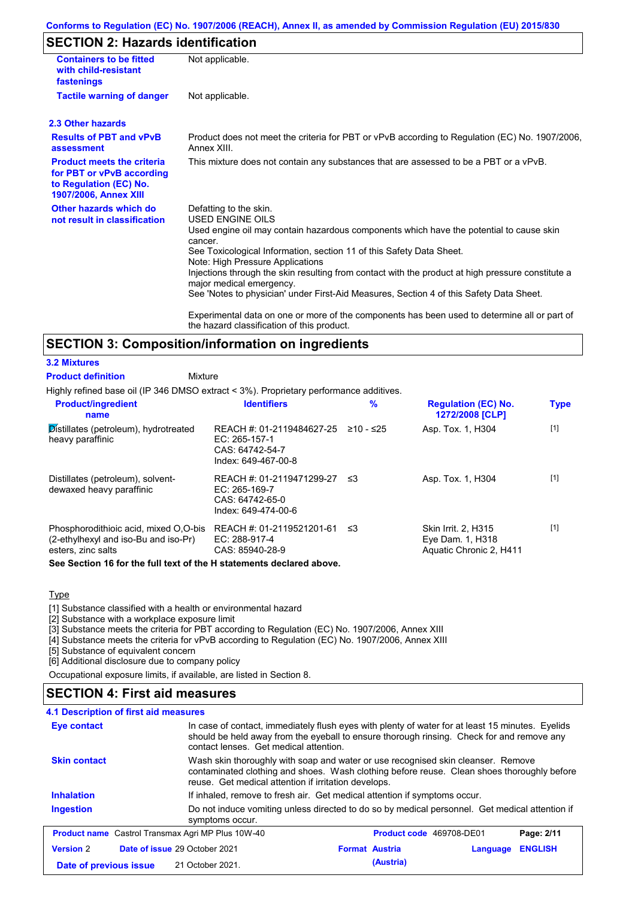Conforms to Regulation (EC) No. 1907/2006 (REACH), Annex II, as amended by Commission Regulation (EU) 2015/830

## SECTION 2: Hazards identification

| | |
|---|---|
| **Containers to be fitted with child-resistant fastenings** | Not applicable. |
| **Tactile warning of danger** | Not applicable. |

### 2.3 Other hazards

| | |
|---|---|
| **Results of PBT and vPvB assessment** | Product does not meet the criteria for PBT or vPvB according to Regulation (EC) No. 1907/2006, Annex XIII. |
| **Product meets the criteria for PBT or vPvB according to Regulation (EC) No. 1907/2006, Annex XIII** | This mixture does not contain any substances that are assessed to be a PBT or a vPvB. |
| **Other hazards which do not result in classification** | Defatting to the skin.<br>USED ENGINE OILS<br>Used engine oil may contain hazardous components which have the potential to cause skin cancer.<br>See Toxicological Information, section 11 of this Safety Data Sheet.<br>Note: High Pressure Applications<br>Injections through the skin resulting from contact with the product at high pressure constitute a major medical emergency.<br>See 'Notes to physician' under First-Aid Measures, Section 4 of this Safety Data Sheet.<br><br>Experimental data on one or more of the components has been used to determine all or part of the hazard classification of this product. |

## SECTION 3: Composition/information on ingredients

### 3.2 Mixtures

**Product definition** Mixture

Highly refined base oil (IP 346 DMSO extract < 3%). Proprietary performance additives.

| Product/ingredient name | Identifiers | % | Regulation (EC) No. 1272/2008 [CLP] | Type |
|---|---|---|---|---|
| Distillates (petroleum), hydrotreated heavy paraffinic | REACH #: 01-2119484627-25<br>EC: 265-157-1<br>CAS: 64742-54-7<br>Index: 649-467-00-8 | ≥10 - ≤25 | Asp. Tox. 1, H304 | [1] |
| Distillates (petroleum), solvent-dewaxed heavy paraffinic | REACH #: 01-2119471299-27<br>EC: 265-169-7<br>CAS: 64742-65-0<br>Index: 649-474-00-6 | ≤3 | Asp. Tox. 1, H304 | [1] |
| Phosphorodithioic acid, mixed O,O-bis (2-ethylhexyl and iso-Bu and iso-Pr) esters, zinc salts | REACH #: 01-2119521201-61<br>EC: 288-917-4<br>CAS: 85940-28-9 | ≤3 | Skin Irrit. 2, H315<br>Eye Dam. 1, H318<br>Aquatic Chronic 2, H411 | [1] |

**See Section 16 for the full text of the H statements declared above.**

Type

[1] Substance classified with a health or environmental hazard
[2] Substance with a workplace exposure limit
[3] Substance meets the criteria for PBT according to Regulation (EC) No. 1907/2006, Annex XIII
[4] Substance meets the criteria for vPvB according to Regulation (EC) No. 1907/2006, Annex XIII
[5] Substance of equivalent concern
[6] Additional disclosure due to company policy

Occupational exposure limits, if available, are listed in Section 8.

## SECTION 4: First aid measures

### 4.1 Description of first aid measures

| | |
|---|---|
| **Eye contact** | In case of contact, immediately flush eyes with plenty of water for at least 15 minutes. Eyelids should be held away from the eyeball to ensure thorough rinsing. Check for and remove any contact lenses. Get medical attention. |
| **Skin contact** | Wash skin thoroughly with soap and water or use recognised skin cleanser. Remove contaminated clothing and shoes. Wash clothing before reuse. Clean shoes thoroughly before reuse. Get medical attention if irritation develops. |
| **Inhalation** | If inhaled, remove to fresh air. Get medical attention if symptoms occur. |
| **Ingestion** | Do not induce vomiting unless directed to do so by medical personnel. Get medical attention if symptoms occur. |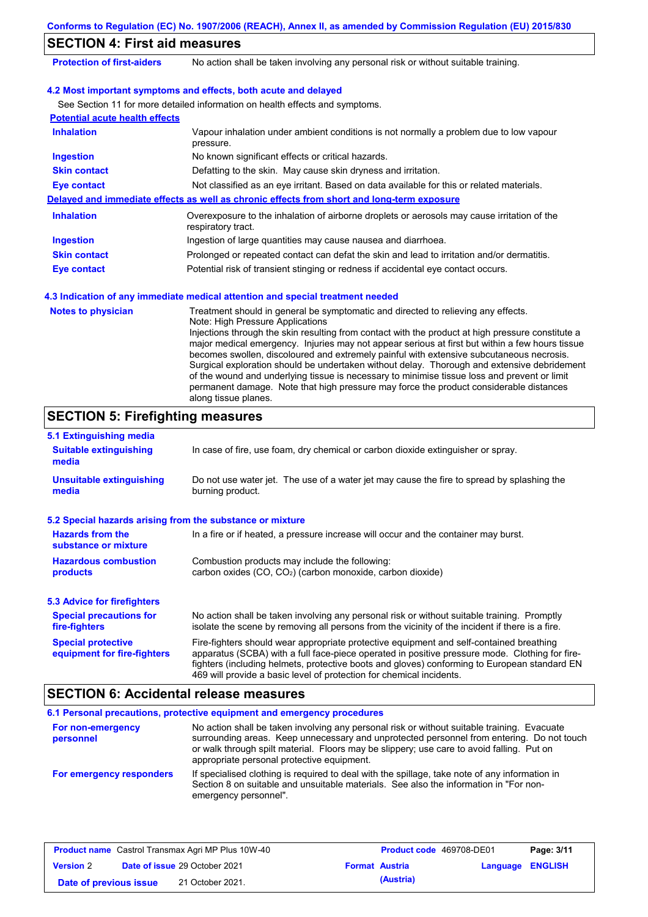## SECTION 4: First aid measures

| | |
|---|---|
| **Protection of first-aiders** | No action shall be taken involving any personal risk or without suitable training. |

### 4.2 Most important symptoms and effects, both acute and delayed

See Section 11 for more detailed information on health effects and symptoms.

**Potential acute health effects**

| | |
|---|---|
| **Inhalation** | Vapour inhalation under ambient conditions is not normally a problem due to low vapour pressure. |
| **Ingestion** | No known significant effects or critical hazards. |
| **Skin contact** | Defatting to the skin. May cause skin dryness and irritation. |
| **Eye contact** | Not classified as an eye irritant. Based on data available for this or related materials. |

**Delayed and immediate effects as well as chronic effects from short and long-term exposure**

| | |
|---|---|
| **Inhalation** | Overexposure to the inhalation of airborne droplets or aerosols may cause irritation of the respiratory tract. |
| **Ingestion** | Ingestion of large quantities may cause nausea and diarrhoea. |
| **Skin contact** | Prolonged or repeated contact can defat the skin and lead to irritation and/or dermatitis. |
| **Eye contact** | Potential risk of transient stinging or redness if accidental eye contact occurs. |

### 4.3 Indication of any immediate medical attention and special treatment needed

| | |
|---|---|
| **Notes to physician** | Treatment should in general be symptomatic and directed to relieving any effects. Note: High Pressure Applications Injections through the skin resulting from contact with the product at high pressure constitute a major medical emergency. Injuries may not appear serious at first but within a few hours tissue becomes swollen, discoloured and extremely painful with extensive subcutaneous necrosis. Surgical exploration should be undertaken without delay. Thorough and extensive debridement of the wound and underlying tissue is necessary to minimise tissue loss and prevent or limit permanent damage. Note that high pressure may force the product considerable distances along tissue planes. |

## SECTION 5: Firefighting measures

### 5.1 Extinguishing media

| | |
|---|---|
| **Suitable extinguishing media** | In case of fire, use foam, dry chemical or carbon dioxide extinguisher or spray. |
| **Unsuitable extinguishing media** | Do not use water jet. The use of a water jet may cause the fire to spread by splashing the burning product. |

### 5.2 Special hazards arising from the substance or mixture

| | |
|---|---|
| **Hazards from the substance or mixture** | In a fire or if heated, a pressure increase will occur and the container may burst. |
| **Hazardous combustion products** | Combustion products may include the following: carbon oxides (CO, $CO_2$) (carbon monoxide, carbon dioxide) |

### 5.3 Advice for firefighters

| | |
|---|---|
| **Special precautions for fire-fighters** | No action shall be taken involving any personal risk or without suitable training. Promptly isolate the scene by removing all persons from the vicinity of the incident if there is a fire. |
| **Special protective equipment for fire-fighters** | Fire-fighters should wear appropriate protective equipment and self-contained breathing apparatus (SCBA) with a full face-piece operated in positive pressure mode. Clothing for fire-fighters (including helmets, protective boots and gloves) conforming to European standard EN 469 will provide a basic level of protection for chemical incidents. |

## SECTION 6: Accidental release measures

### 6.1 Personal precautions, protective equipment and emergency procedures

| | |
|---|---|
| **For non-emergency personnel** | No action shall be taken involving any personal risk or without suitable training. Evacuate surrounding areas. Keep unnecessary and unprotected personnel from entering. Do not touch or walk through spilt material. Floors may be slippery; use care to avoid falling. Put on appropriate personal protective equipment. |
| **For emergency responders** | If specialised clothing is required to deal with the spillage, take note of any information in Section 8 on suitable and unsuitable materials. See also the information in "For non-emergency personnel". |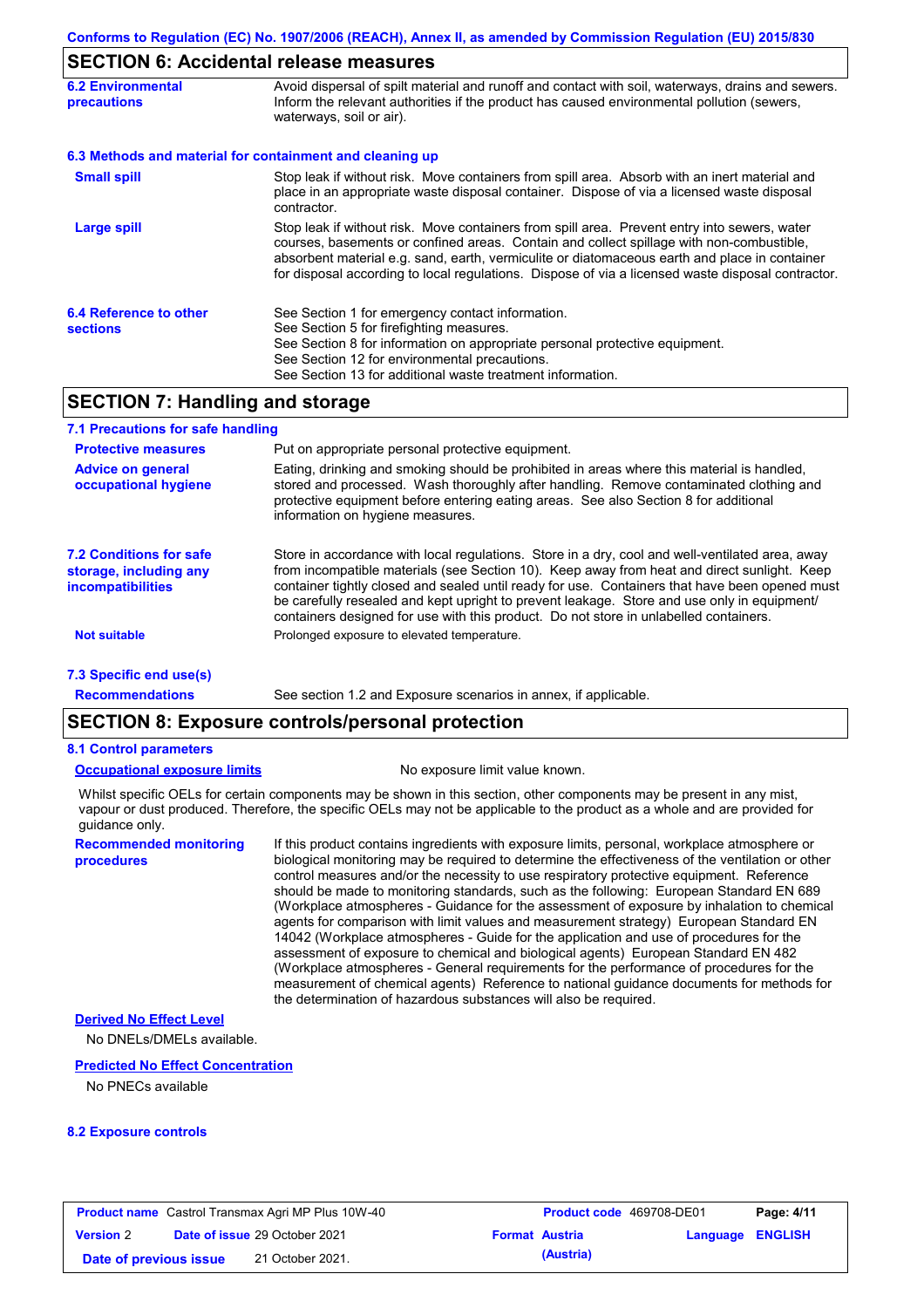## SECTION 6: Accidental release measures

**6.2 Environmental precautions**

Avoid dispersal of spilt material and runoff and contact with soil, waterways, drains and sewers. Inform the relevant authorities if the product has caused environmental pollution (sewers, waterways, soil or air).

**6.3 Methods and material for containment and cleaning up**

**Small spill**

Stop leak if without risk. Move containers from spill area. Absorb with an inert material and place in an appropriate waste disposal container. Dispose of via a licensed waste disposal contractor.

**Large spill**

Stop leak if without risk. Move containers from spill area. Prevent entry into sewers, water courses, basements or confined areas. Contain and collect spillage with non-combustible, absorbent material e.g. sand, earth, vermiculite or diatomaceous earth and place in container for disposal according to local regulations. Dispose of via a licensed waste disposal contractor.

**6.4 Reference to other sections**

See Section 1 for emergency contact information.
See Section 5 for firefighting measures.
See Section 8 for information on appropriate personal protective equipment.
See Section 12 for environmental precautions.
See Section 13 for additional waste treatment information.

## SECTION 7: Handling and storage

**7.1 Precautions for safe handling**

**Protective measures**

Put on appropriate personal protective equipment.

**Advice on general occupational hygiene**

Eating, drinking and smoking should be prohibited in areas where this material is handled, stored and processed. Wash thoroughly after handling. Remove contaminated clothing and protective equipment before entering eating areas. See also Section 8 for additional information on hygiene measures.

**7.2 Conditions for safe storage, including any incompatibilities**

Store in accordance with local regulations. Store in a dry, cool and well-ventilated area, away from incompatible materials (see Section 10). Keep away from heat and direct sunlight. Keep container tightly closed and sealed until ready for use. Containers that have been opened must be carefully resealed and kept upright to prevent leakage. Store and use only in equipment/containers designed for use with this product. Do not store in unlabelled containers.

**Not suitable**

Prolonged exposure to elevated temperature.

**7.3 Specific end use(s)**

**Recommendations**

See section 1.2 and Exposure scenarios in annex, if applicable.

## SECTION 8: Exposure controls/personal protection

**8.1 Control parameters**

**Occupational exposure limits**

No exposure limit value known.

Whilst specific OELs for certain components may be shown in this section, other components may be present in any mist, vapour or dust produced. Therefore, the specific OELs may not be applicable to the product as a whole and are provided for guidance only.

**Recommended monitoring procedures**

If this product contains ingredients with exposure limits, personal, workplace atmosphere or biological monitoring may be required to determine the effectiveness of the ventilation or other control measures and/or the necessity to use respiratory protective equipment. Reference should be made to monitoring standards, such as the following: European Standard EN 689 (Workplace atmospheres - Guidance for the assessment of exposure by inhalation to chemical agents for comparison with limit values and measurement strategy) European Standard EN 14042 (Workplace atmospheres - Guide for the application and use of procedures for the assessment of exposure to chemical and biological agents) European Standard EN 482 (Workplace atmospheres - General requirements for the performance of procedures for the measurement of chemical agents) Reference to national guidance documents for methods for the determination of hazardous substances will also be required.

**Derived No Effect Level**

No DNELs/DMELs available.

**Predicted No Effect Concentration**

No PNECs available

**8.2 Exposure controls**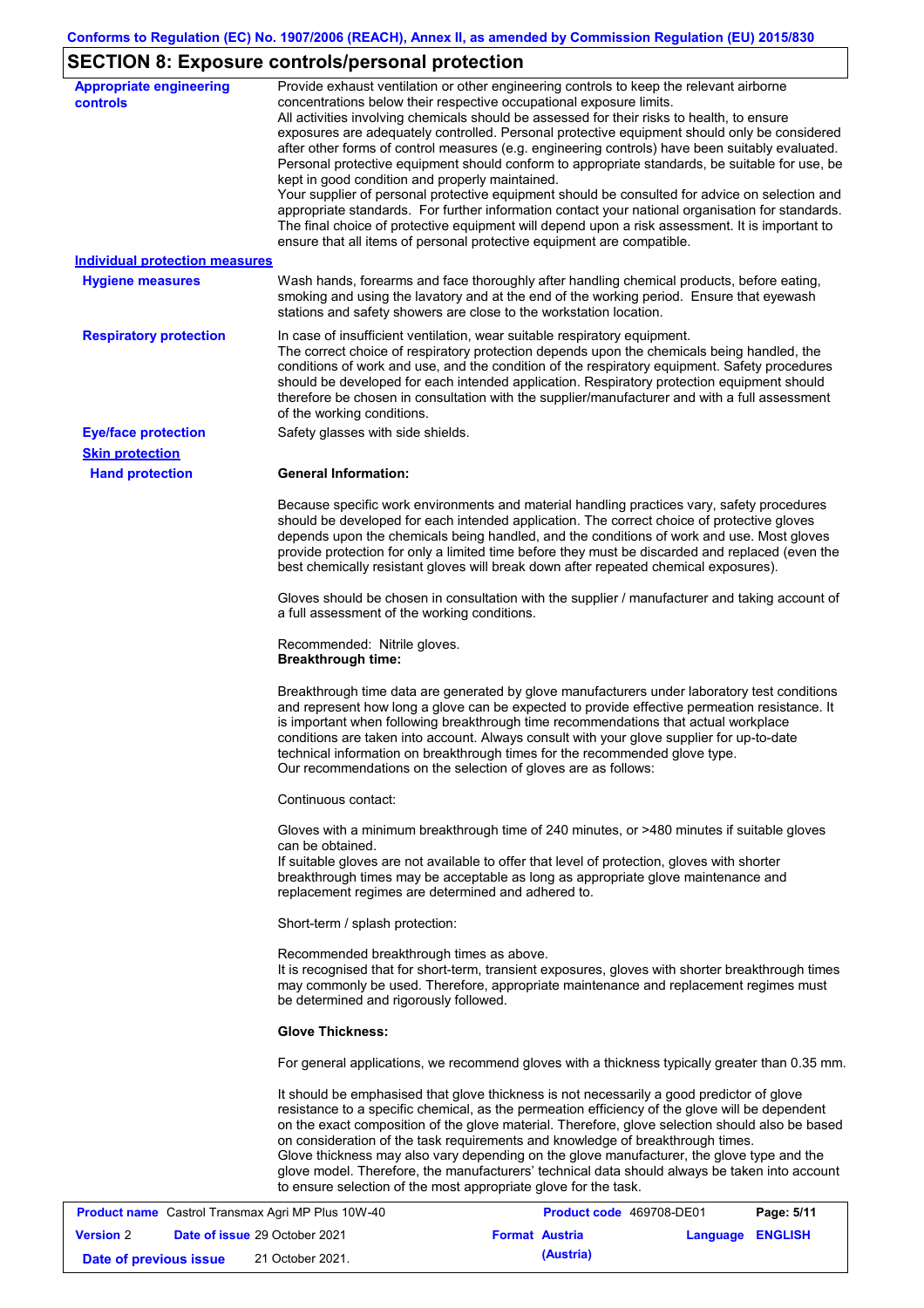## SECTION 8: Exposure controls/personal protection

**Appropriate engineering controls**

Provide exhaust ventilation or other engineering controls to keep the relevant airborne concentrations below their respective occupational exposure limits.
All activities involving chemicals should be assessed for their risks to health, to ensure exposures are adequately controlled. Personal protective equipment should only be considered after other forms of control measures (e.g. engineering controls) have been suitably evaluated. Personal protective equipment should conform to appropriate standards, be suitable for use, be kept in good condition and properly maintained.
Your supplier of personal protective equipment should be consulted for advice on selection and appropriate standards. For further information contact your national organisation for standards. The final choice of protective equipment will depend upon a risk assessment. It is important to ensure that all items of personal protective equipment are compatible.

**Individual protection measures**

**Hygiene measures**

Wash hands, forearms and face thoroughly after handling chemical products, before eating, smoking and using the lavatory and at the end of the working period. Ensure that eyewash stations and safety showers are close to the workstation location.

**Respiratory protection**

In case of insufficient ventilation, wear suitable respiratory equipment.
The correct choice of respiratory protection depends upon the chemicals being handled, the conditions of work and use, and the condition of the respiratory equipment. Safety procedures should be developed for each intended application. Respiratory protection equipment should therefore be chosen in consultation with the supplier/manufacturer and with a full assessment of the working conditions.

**Eye/face protection**

Safety glasses with side shields.

**Skin protection**

**Hand protection**

**General Information:**

Because specific work environments and material handling practices vary, safety procedures should be developed for each intended application. The correct choice of protective gloves depends upon the chemicals being handled, and the conditions of work and use. Most gloves provide protection for only a limited time before they must be discarded and replaced (even the best chemically resistant gloves will break down after repeated chemical exposures).

Gloves should be chosen in consultation with the supplier / manufacturer and taking account of a full assessment of the working conditions.

Recommended: Nitrile gloves.
**Breakthrough time:**

Breakthrough time data are generated by glove manufacturers under laboratory test conditions and represent how long a glove can be expected to provide effective permeation resistance. It is important when following breakthrough time recommendations that actual workplace conditions are taken into account. Always consult with your glove supplier for up-to-date technical information on breakthrough times for the recommended glove type.
Our recommendations on the selection of gloves are as follows:

Continuous contact:

Gloves with a minimum breakthrough time of 240 minutes, or >480 minutes if suitable gloves can be obtained.
If suitable gloves are not available to offer that level of protection, gloves with shorter breakthrough times may be acceptable as long as appropriate glove maintenance and replacement regimes are determined and adhered to.

Short-term / splash protection:

Recommended breakthrough times as above.
It is recognised that for short-term, transient exposures, gloves with shorter breakthrough times may commonly be used. Therefore, appropriate maintenance and replacement regimes must be determined and rigorously followed.

**Glove Thickness:**

For general applications, we recommend gloves with a thickness typically greater than 0.35 mm.

It should be emphasised that glove thickness is not necessarily a good predictor of glove resistance to a specific chemical, as the permeation efficiency of the glove will be dependent on the exact composition of the glove material. Therefore, glove selection should also be based on consideration of the task requirements and knowledge of breakthrough times.
Glove thickness may also vary depending on the glove manufacturer, the glove type and the glove model. Therefore, the manufacturers' technical data should always be taken into account to ensure selection of the most appropriate glove for the task.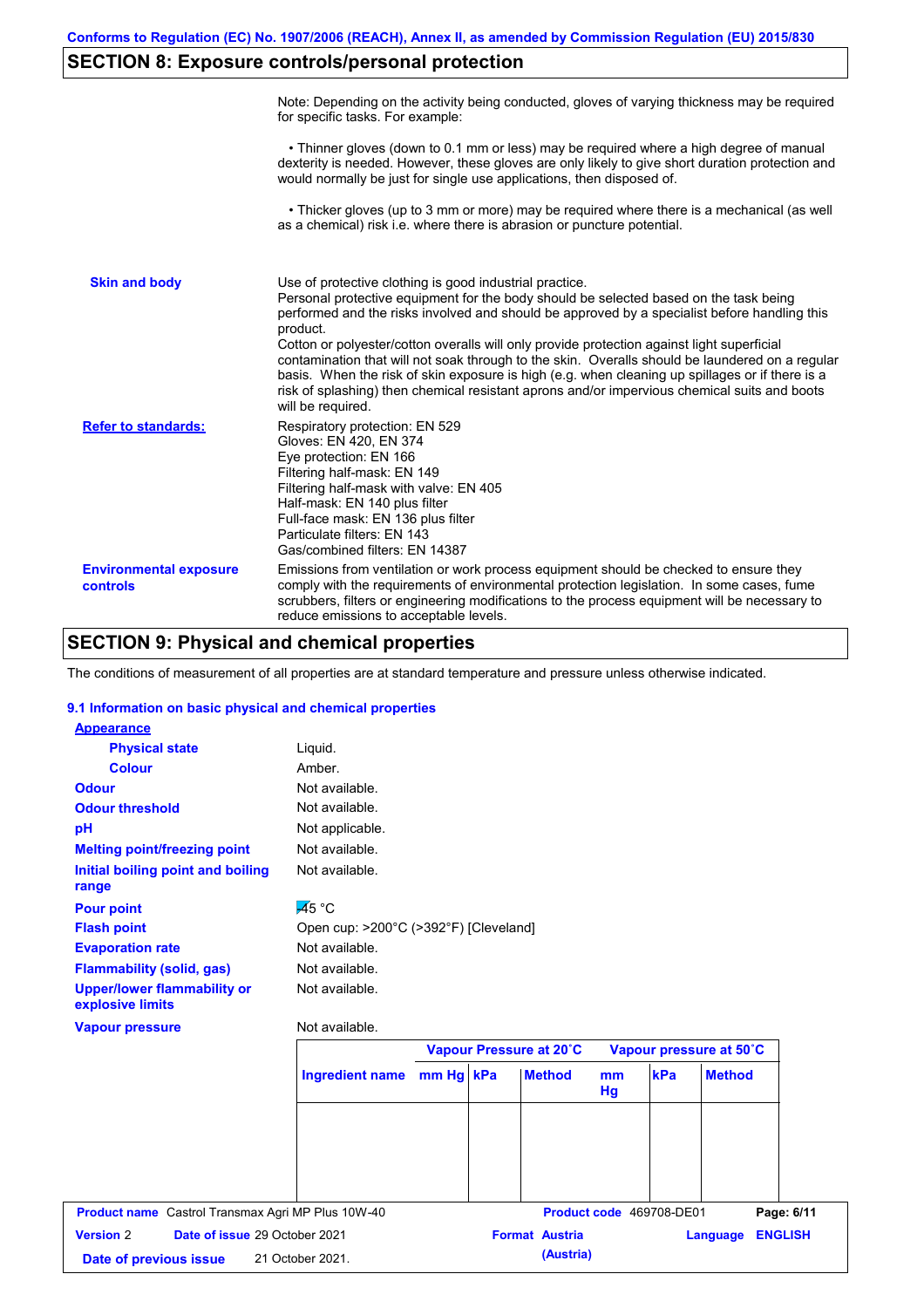Conforms to Regulation (EC) No. 1907/2006 (REACH), Annex II, as amended by Commission Regulation (EU) 2015/830

## SECTION 8: Exposure controls/personal protection

Note: Depending on the activity being conducted, gloves of varying thickness may be required for specific tasks. For example:

• Thinner gloves (down to 0.1 mm or less) may be required where a high degree of manual dexterity is needed. However, these gloves are only likely to give short duration protection and would normally be just for single use applications, then disposed of.

• Thicker gloves (up to 3 mm or more) may be required where there is a mechanical (as well as a chemical) risk i.e. where there is abrasion or puncture potential.

**Skin and body**

Use of protective clothing is good industrial practice.
Personal protective equipment for the body should be selected based on the task being performed and the risks involved and should be approved by a specialist before handling this product.
Cotton or polyester/cotton overalls will only provide protection against light superficial contamination that will not soak through to the skin. Overalls should be laundered on a regular basis. When the risk of skin exposure is high (e.g. when cleaning up spillages or if there is a risk of splashing) then chemical resistant aprons and/or impervious chemical suits and boots will be required.

**Refer to standards:**

Respiratory protection: EN 529
Gloves: EN 420, EN 374
Eye protection: EN 166
Filtering half-mask: EN 149
Filtering half-mask with valve: EN 405
Half-mask: EN 140 plus filter
Full-face mask: EN 136 plus filter
Particulate filters: EN 143
Gas/combined filters: EN 14387

**Environmental exposure controls**

Emissions from ventilation or work process equipment should be checked to ensure they comply with the requirements of environmental protection legislation. In some cases, fume scrubbers, filters or engineering modifications to the process equipment will be necessary to reduce emissions to acceptable levels.

## SECTION 9: Physical and chemical properties

The conditions of measurement of all properties are at standard temperature and pressure unless otherwise indicated.

### 9.1 Information on basic physical and chemical properties

**Appearance**

| | |
|---|---|
| **Physical state** | Liquid. |
| **Colour** | Amber. |
| **Odour** | Not available. |
| **Odour threshold** | Not available. |
| **pH** | Not applicable. |
| **Melting point/freezing point** | Not available. |
| **Initial boiling point and boiling range** | Not available. |
| **Pour point** | -45 °C |
| **Flash point** | Open cup: >200°C (>392°F) [Cleveland] |
| **Evaporation rate** | Not available. |
| **Flammability (solid, gas)** | Not available. |
| **Upper/lower flammability or explosive limits** | Not available. |
| **Vapour pressure** | Not available. |

| | Vapour Pressure at 20˚C | | | Vapour pressure at 50˚C | | |
|---|---|---|---|---|---|---|
| **Ingredient name** | **mm Hg** | **kPa** | **Method** | **mm Hg** | **kPa** | **Method** |
| | | | | | | |

**Product name** Castrol Transmax Agri MP Plus 10W-40 **Product code** 469708-DE01
**Version** 2 **Date of issue** 29 October 2021 **Format** Austria (Austria) **Language** ENGLISH
**Date of previous issue** 21 October 2021.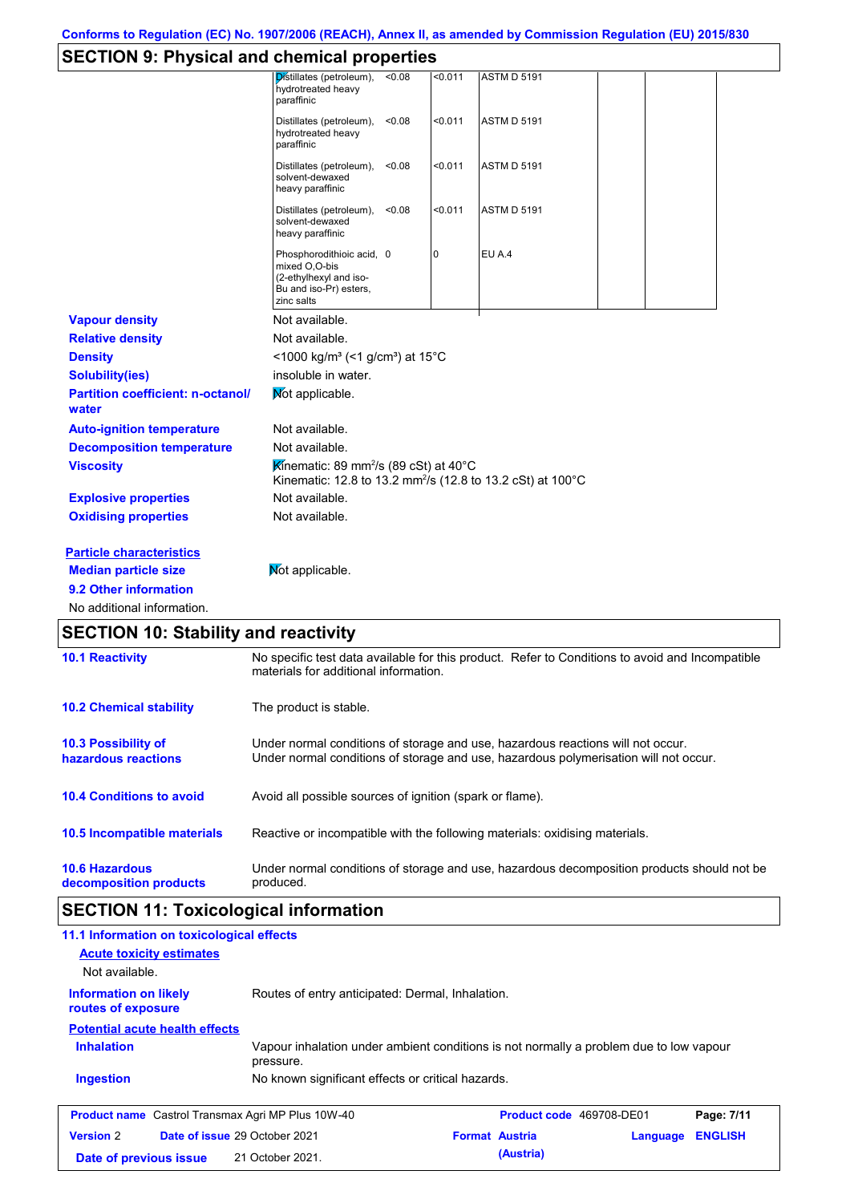## SECTION 9: Physical and chemical properties

| | | | | | |
|---|---|---|---|---|---|
| Distillates (petroleum), hydrotreated heavy paraffinic | <0.08 | <0.011 | ASTM D 5191 | | |
| Distillates (petroleum), hydrotreated heavy paraffinic | <0.08 | <0.011 | ASTM D 5191 | | |
| Distillates (petroleum), solvent-dewaxed heavy paraffinic | <0.08 | <0.011 | ASTM D 5191 | | |
| Distillates (petroleum), solvent-dewaxed heavy paraffinic | <0.08 | <0.011 | ASTM D 5191 | | |
| Phosphorodithioic acid, mixed O,O-bis (2-ethylhexyl and iso-Bu and iso-Pr) esters, zinc salts | 0 | 0 | EU A.4 | | |

**Vapour density** Not available.

**Relative density** Not available.

**Density** <1000 kg/m³ (<1 g/cm³) at 15°C

**Solubility(ies)** insoluble in water.

**Partition coefficient: n-octanol/water** Not applicable.

**Auto-ignition temperature** Not available.

**Decomposition temperature** Not available.

**Viscosity** Kinematic: 89 mm²/s (89 cSt) at 40°C
Kinematic: 12.8 to 13.2 mm²/s (12.8 to 13.2 cSt) at 100°C

**Explosive properties** Not available.

**Oxidising properties** Not available.

**Particle characteristics**

**Median particle size** Not applicable.

**9.2 Other information**

No additional information.

## SECTION 10: Stability and reactivity

**10.1 Reactivity** No specific test data available for this product. Refer to Conditions to avoid and Incompatible materials for additional information.

**10.2 Chemical stability** The product is stable.

**10.3 Possibility of hazardous reactions** Under normal conditions of storage and use, hazardous reactions will not occur.
Under normal conditions of storage and use, hazardous polymerisation will not occur.

**10.4 Conditions to avoid** Avoid all possible sources of ignition (spark or flame).

**10.5 Incompatible materials** Reactive or incompatible with the following materials: oxidising materials.

**10.6 Hazardous decomposition products** Under normal conditions of storage and use, hazardous decomposition products should not be produced.

## SECTION 11: Toxicological information

**11.1 Information on toxicological effects**

**Acute toxicity estimates**

Not available.

**Information on likely routes of exposure** Routes of entry anticipated: Dermal, Inhalation.

**Potential acute health effects**

**Inhalation** Vapour inhalation under ambient conditions is not normally a problem due to low vapour pressure.

**Ingestion** No known significant effects or critical hazards.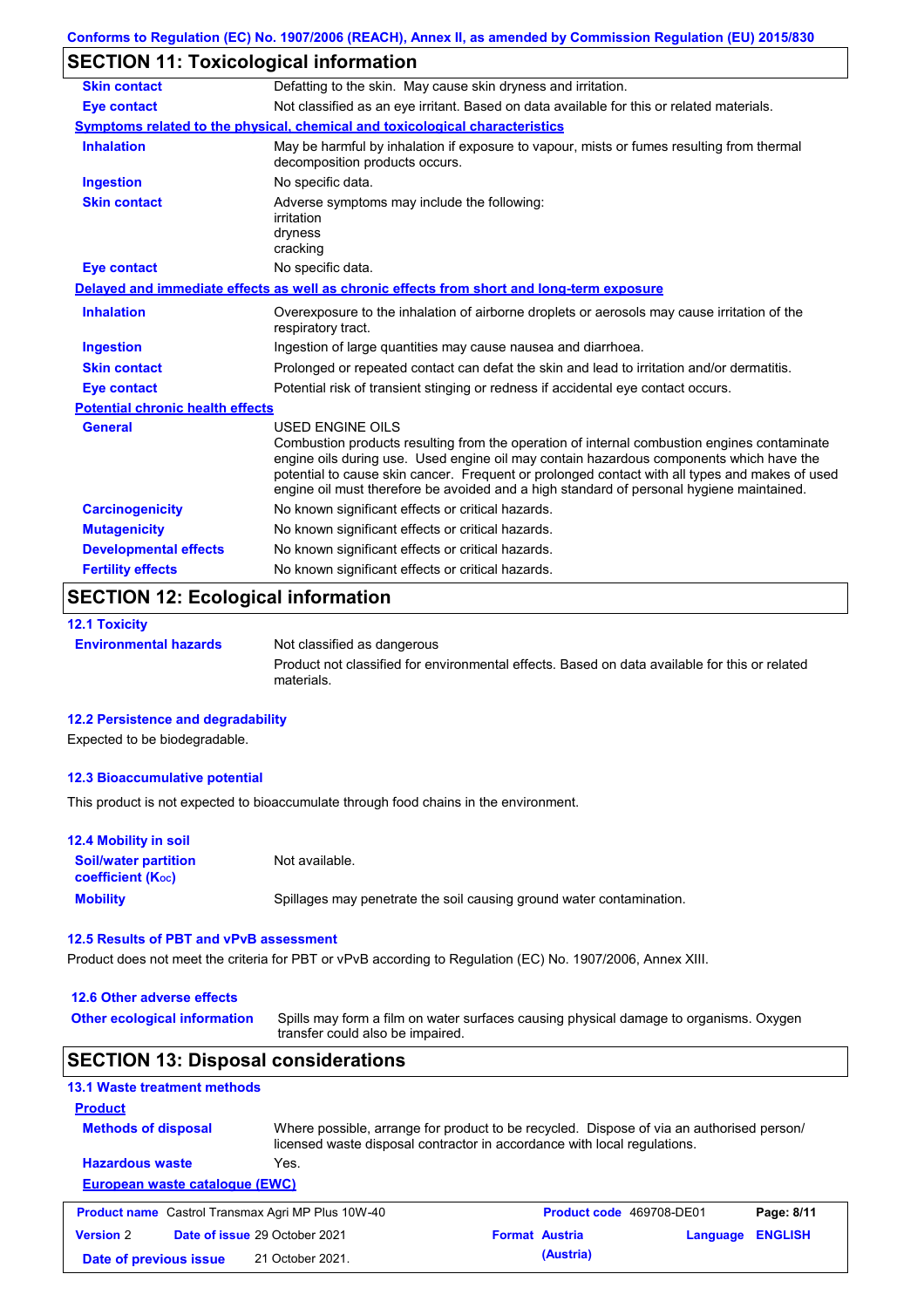## SECTION 11: Toxicological information

| | |
|---|---|
| **Skin contact** | Defatting to the skin. May cause skin dryness and irritation. |
| **Eye contact** | Not classified as an eye irritant. Based on data available for this or related materials. |

**Symptoms related to the physical, chemical and toxicological characteristics**

| | |
|---|---|
| **Inhalation** | May be harmful by inhalation if exposure to vapour, mists or fumes resulting from thermal decomposition products occurs. |
| **Ingestion** | No specific data. |
| **Skin contact** | Adverse symptoms may include the following: irritation dryness cracking |
| **Eye contact** | No specific data. |

**Delayed and immediate effects as well as chronic effects from short and long-term exposure**

| | |
|---|---|
| **Inhalation** | Overexposure to the inhalation of airborne droplets or aerosols may cause irritation of the respiratory tract. |
| **Ingestion** | Ingestion of large quantities may cause nausea and diarrhoea. |
| **Skin contact** | Prolonged or repeated contact can defat the skin and lead to irritation and/or dermatitis. |
| **Eye contact** | Potential risk of transient stinging or redness if accidental eye contact occurs. |

**Potential chronic health effects**

| | |
|---|---|
| **General** | USED ENGINE OILS Combustion products resulting from the operation of internal combustion engines contaminate engine oils during use. Used engine oil may contain hazardous components which have the potential to cause skin cancer. Frequent or prolonged contact with all types and makes of used engine oil must therefore be avoided and a high standard of personal hygiene maintained. |
| **Carcinogenicity** | No known significant effects or critical hazards. |
| **Mutagenicity** | No known significant effects or critical hazards. |
| **Developmental effects** | No known significant effects or critical hazards. |
| **Fertility effects** | No known significant effects or critical hazards. |

## SECTION 12: Ecological information

### 12.1 Toxicity

| | |
|---|---|
| **Environmental hazards** | Not classified as dangerous<br>Product not classified for environmental effects. Based on data available for this or related materials. |

### 12.2 Persistence and degradability

Expected to be biodegradable.

### 12.3 Bioaccumulative potential

This product is not expected to bioaccumulate through food chains in the environment.

### 12.4 Mobility in soil

| | |
|---|---|
| **Soil/water partition coefficient ($K_{OC}$)** | Not available. |
| **Mobility** | Spillages may penetrate the soil causing ground water contamination. |

### 12.5 Results of PBT and vPvB assessment

Product does not meet the criteria for PBT or vPvB according to Regulation (EC) No. 1907/2006, Annex XIII.

### 12.6 Other adverse effects

| | |
|---|---|
| **Other ecological information** | Spills may form a film on water surfaces causing physical damage to organisms. Oxygen transfer could also be impaired. |

## SECTION 13: Disposal considerations

### 13.1 Waste treatment methods

**Product**

| | |
|---|---|
| **Methods of disposal** | Where possible, arrange for product to be recycled. Dispose of via an authorised person/ licensed waste disposal contractor in accordance with local regulations. |
| **Hazardous waste** | Yes. |

**European waste catalogue (EWC)**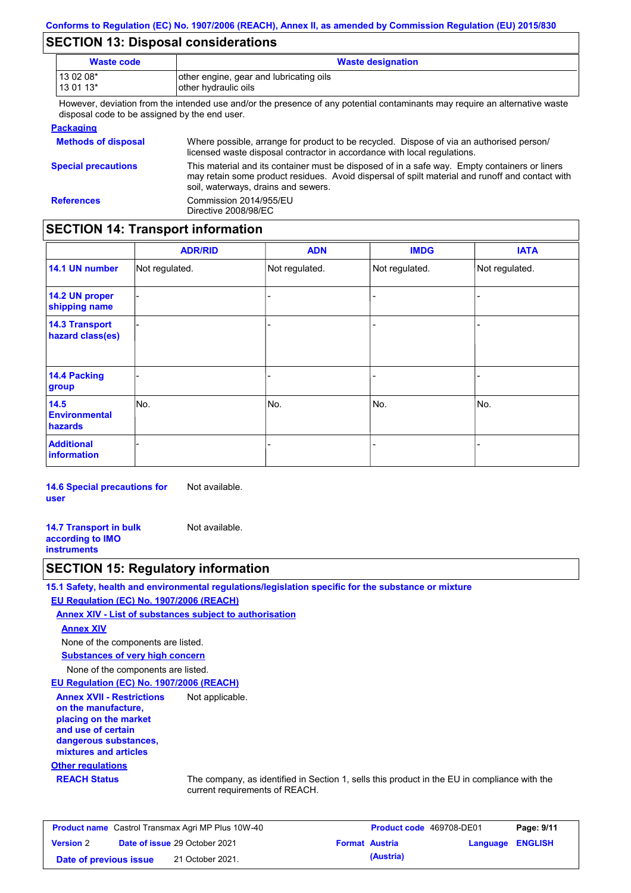## SECTION 13: Disposal considerations

| Waste code | Waste designation |
|---|---|
| 13 02 08*<br>13 01 13* | other engine, gear and lubricating oils<br>other hydraulic oils |

However, deviation from the intended use and/or the presence of any potential contaminants may require an alternative waste disposal code to be assigned by the end user.

**Packaging**

**Methods of disposal**: Where possible, arrange for product to be recycled. Dispose of via an authorised person/ licensed waste disposal contractor in accordance with local regulations.

**Special precautions**: This material and its container must be disposed of in a safe way. Empty containers or liners may retain some product residues. Avoid dispersal of spilt material and runoff and contact with soil, waterways, drains and sewers.

**References**: Commission 2014/955/EU
Directive 2008/98/EC

## SECTION 14: Transport information

| | ADR/RID | ADN | IMDG | IATA |
|---|---|---|---|---|
| **14.1 UN number** | Not regulated. | Not regulated. | Not regulated. | Not regulated. |
| **14.2 UN proper shipping name** | - | - | - | - |
| **14.3 Transport hazard class(es)** | - | - | - | - |
| **14.4 Packing group** | - | - | - | - |
| **14.5 Environmental hazards** | No. | No. | No. | No. |
| **Additional information** | - | - | - | - |

**14.6 Special precautions for user**: Not available.

**14.7 Transport in bulk according to IMO instruments**: Not available.

## SECTION 15: Regulatory information

**15.1 Safety, health and environmental regulations/legislation specific for the substance or mixture**

**EU Regulation (EC) No. 1907/2006 (REACH)**

**Annex XIV - List of substances subject to authorisation**

**Annex XIV**

None of the components are listed.

**Substances of very high concern**

None of the components are listed.

**EU Regulation (EC) No. 1907/2006 (REACH)**

**Annex XVII - Restrictions on the manufacture, placing on the market and use of certain dangerous substances, mixtures and articles**: Not applicable.

**Other regulations**

**REACH Status**: The company, as identified in Section 1, sells this product in the EU in compliance with the current requirements of REACH.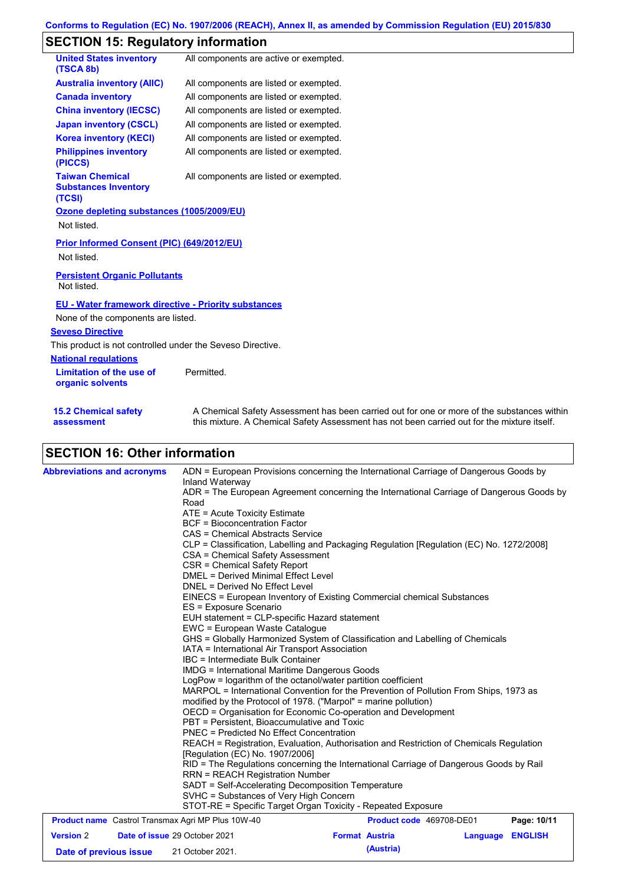## SECTION 15: Regulatory information

| | |
|---|---|
| **United States inventory (TSCA 8b)** | All components are active or exempted. |
| **Australia inventory (AIIC)** | All components are listed or exempted. |
| **Canada inventory** | All components are listed or exempted. |
| **China inventory (IECSC)** | All components are listed or exempted. |
| **Japan inventory (CSCL)** | All components are listed or exempted. |
| **Korea inventory (KECI)** | All components are listed or exempted. |
| **Philippines inventory (PICCS)** | All components are listed or exempted. |
| **Taiwan Chemical Substances Inventory (TCSI)** | All components are listed or exempted. |

**Ozone depleting substances (1005/2009/EU)**

Not listed.

**Prior Informed Consent (PIC) (649/2012/EU)**

Not listed.

**Persistent Organic Pollutants**

Not listed.

**EU - Water framework directive - Priority substances**

None of the components are listed.

**Seveso Directive**

This product is not controlled under the Seveso Directive.

**National regulations**

| | |
|---|---|
| **Limitation of the use of organic solvents** | Permitted. |

| | |
|---|---|
| **15.2 Chemical safety assessment** | A Chemical Safety Assessment has been carried out for one or more of the substances within this mixture. A Chemical Safety Assessment has not been carried out for the mixture itself. |

## SECTION 16: Other information

**Abbreviations and acronyms**

ADN = European Provisions concerning the International Carriage of Dangerous Goods by Inland Waterway
ADR = The European Agreement concerning the International Carriage of Dangerous Goods by Road
ATE = Acute Toxicity Estimate
BCF = Bioconcentration Factor
CAS = Chemical Abstracts Service
CLP = Classification, Labelling and Packaging Regulation [Regulation (EC) No. 1272/2008]
CSA = Chemical Safety Assessment
CSR = Chemical Safety Report
DMEL = Derived Minimal Effect Level
DNEL = Derived No Effect Level
EINECS = European Inventory of Existing Commercial chemical Substances
ES = Exposure Scenario
EUH statement = CLP-specific Hazard statement
EWC = European Waste Catalogue
GHS = Globally Harmonized System of Classification and Labelling of Chemicals
IATA = International Air Transport Association
IBC = Intermediate Bulk Container
IMDG = International Maritime Dangerous Goods
LogPow = logarithm of the octanol/water partition coefficient
MARPOL = International Convention for the Prevention of Pollution From Ships, 1973 as modified by the Protocol of 1978. ("Marpol" = marine pollution)
OECD = Organisation for Economic Co-operation and Development
PBT = Persistent, Bioaccumulative and Toxic
PNEC = Predicted No Effect Concentration
REACH = Registration, Evaluation, Authorisation and Restriction of Chemicals Regulation [Regulation (EC) No. 1907/2006]
RID = The Regulations concerning the International Carriage of Dangerous Goods by Rail
RRN = REACH Registration Number
SADT = Self-Accelerating Decomposition Temperature
SVHC = Substances of Very High Concern
STOT-RE = Specific Target Organ Toxicity - Repeated Exposure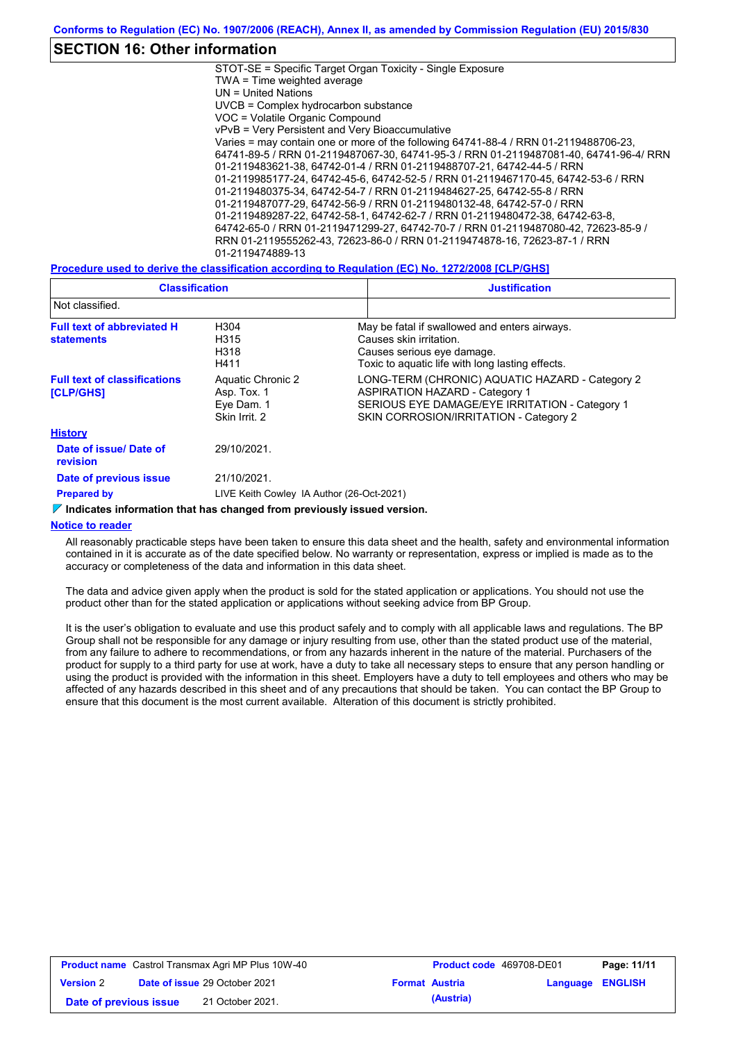## SECTION 16: Other information

STOT-SE = Specific Target Organ Toxicity - Single Exposure
TWA = Time weighted average
UN = United Nations
UVCB = Complex hydrocarbon substance
VOC = Volatile Organic Compound
vPvB = Very Persistent and Very Bioaccumulative
Varies = may contain one or more of the following 64741-88-4 / RRN 01-2119488706-23, 64741-89-5 / RRN 01-2119487067-30, 64741-95-3 / RRN 01-2119487081-40, 64741-96-4/ RRN 01-2119483621-38, 64742-01-4 / RRN 01-2119488707-21, 64742-44-5 / RRN 01-2119985177-24, 64742-45-6, 64742-52-5 / RRN 01-2119467170-45, 64742-53-6 / RRN 01-2119480375-34, 64742-54-7 / RRN 01-2119484627-25, 64742-55-8 / RRN 01-2119487077-29, 64742-56-9 / RRN 01-2119480132-48, 64742-57-0 / RRN 01-2119489287-22, 64742-58-1, 64742-62-7 / RRN 01-2119480472-38, 64742-63-8, 64742-65-0 / RRN 01-2119471299-27, 64742-70-7 / RRN 01-2119487080-42, 72623-85-9 / RRN 01-2119555262-43, 72623-86-0 / RRN 01-2119474878-16, 72623-87-1 / RRN 01-2119474889-13

**Procedure used to derive the classification according to Regulation (EC) No. 1272/2008 [CLP/GHS]**

| Classification | Justification |
|---|---|
| Not classified. | |

| | | |
|---|---|---|
| **Full text of abbreviated H statements** | H304 | May be fatal if swallowed and enters airways. |
| | H315 | Causes skin irritation. |
| | H318 | Causes serious eye damage. |
| | H411 | Toxic to aquatic life with long lasting effects. |
| **Full text of classifications [CLP/GHS]** | Aquatic Chronic 2 | LONG-TERM (CHRONIC) AQUATIC HAZARD - Category 2 |
| | Asp. Tox. 1 | ASPIRATION HAZARD - Category 1 |
| | Eye Dam. 1 | SERIOUS EYE DAMAGE/EYE IRRITATION - Category 1 |
| | Skin Irrit. 2 | SKIN CORROSION/IRRITATION - Category 2 |

**History**

| | |
|---|---|
| **Date of issue/ Date of revision** | 29/10/2021. |
| **Date of previous issue** | 21/10/2021. |
| **Prepared by** | LIVE Keith Cowley IA Author (26-Oct-2021) |

**Indicates information that has changed from previously issued version.**

**Notice to reader**

All reasonably practicable steps have been taken to ensure this data sheet and the health, safety and environmental information contained in it is accurate as of the date specified below. No warranty or representation, express or implied is made as to the accuracy or completeness of the data and information in this data sheet.

The data and advice given apply when the product is sold for the stated application or applications. You should not use the product other than for the stated application or applications without seeking advice from BP Group.

It is the user's obligation to evaluate and use this product safely and to comply with all applicable laws and regulations. The BP Group shall not be responsible for any damage or injury resulting from use, other than the stated product use of the material, from any failure to adhere to recommendations, or from any hazards inherent in the nature of the material. Purchasers of the product for supply to a third party for use at work, have a duty to take all necessary steps to ensure that any person handling or using the product is provided with the information in this sheet. Employers have a duty to tell employees and others who may be affected of any hazards described in this sheet and of any precautions that should be taken. You can contact the BP Group to ensure that this document is the most current available. Alteration of this document is strictly prohibited.

| | | | |
|---|---|---|---|
| **Product name** Castrol Transmax Agri MP Plus 10W-40 | | **Product code** 469708-DE01 | |
| **Version** 2 | **Date of issue** 29 October 2021 | **Format Austria (Austria)** | **Language ENGLISH** |
| **Date of previous issue** | 21 October 2021. | | |